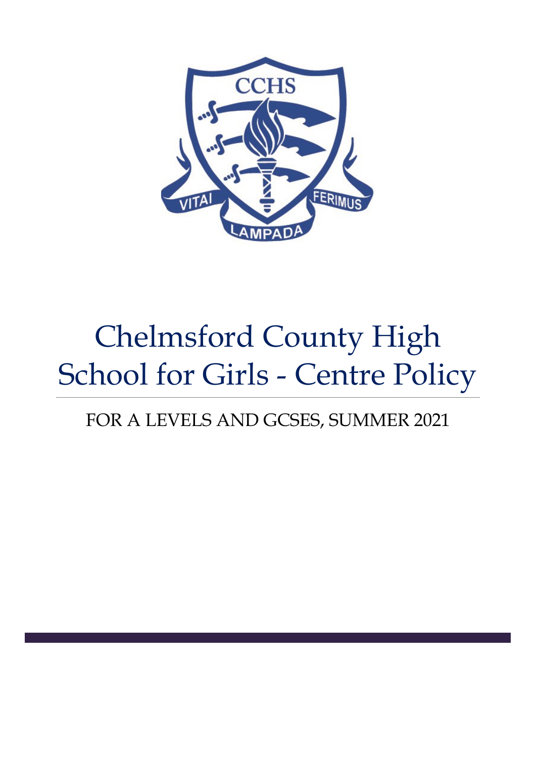# Chelmsford County High School for Girls - Centre Policy

FOR A LEVELS AND GCSES, SUMMER 2021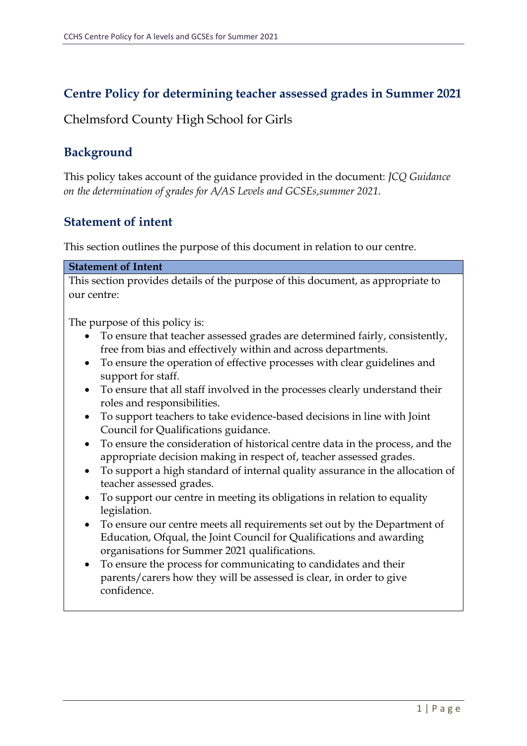## Centre Policy for determining teacher assessed grades in Summer 2021

Chelmsford County High School for Girls

## Background

This policy takes account of the guidance provided in the document: *JCQ Guidance on the determination of grades for A/AS Levels and GCSEs,summer 2021.*

## Statement of intent

This section outlines the purpose of this document in relation to our centre.

| **Statement of Intent** |
|---|
| This section provides details of the purpose of this document, as appropriate to our centre:<br><br>The purpose of this policy is:<br>• To ensure that teacher assessed grades are determined fairly, consistently, free from bias and effectively within and across departments.<br>• To ensure the operation of effective processes with clear guidelines and support for staff.<br>• To ensure that all staff involved in the processes clearly understand their roles and responsibilities.<br>• To support teachers to take evidence-based decisions in line with Joint Council for Qualifications guidance.<br>• To ensure the consideration of historical centre data in the process, and the appropriate decision making in respect of, teacher assessed grades.<br>• To support a high standard of internal quality assurance in the allocation of teacher assessed grades.<br>• To support our centre in meeting its obligations in relation to equality legislation.<br>• To ensure our centre meets all requirements set out by the Department of Education, Ofqual, the Joint Council for Qualifications and awarding organisations for Summer 2021 qualifications.<br>• To ensure the process for communicating to candidates and their parents/carers how they will be assessed is clear, in order to give confidence. |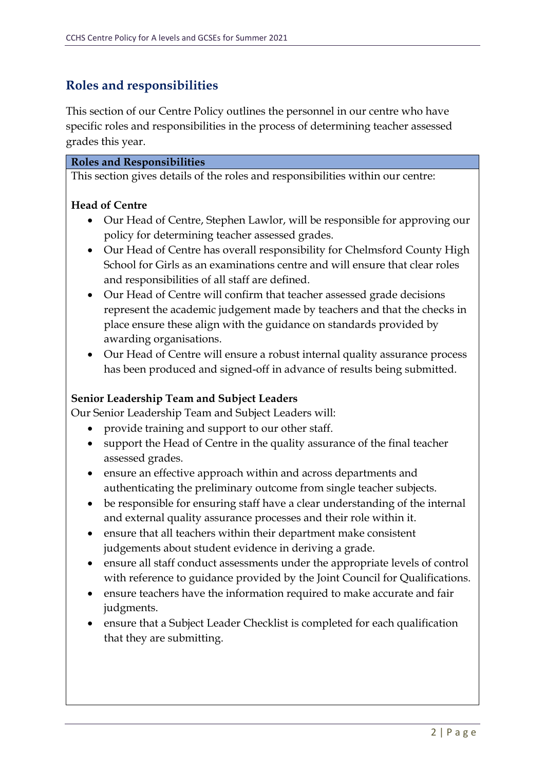## Roles and responsibilities

This section of our Centre Policy outlines the personnel in our centre who have specific roles and responsibilities in the process of determining teacher assessed grades this year.

**Roles and Responsibilities**

This section gives details of the roles and responsibilities within our centre:

**Head of Centre**

- Our Head of Centre, Stephen Lawlor, will be responsible for approving our policy for determining teacher assessed grades.
- Our Head of Centre has overall responsibility for Chelmsford County High School for Girls as an examinations centre and will ensure that clear roles and responsibilities of all staff are defined.
- Our Head of Centre will confirm that teacher assessed grade decisions represent the academic judgement made by teachers and that the checks in place ensure these align with the guidance on standards provided by awarding organisations.
- Our Head of Centre will ensure a robust internal quality assurance process has been produced and signed-off in advance of results being submitted.

**Senior Leadership Team and Subject Leaders**

Our Senior Leadership Team and Subject Leaders will:

- provide training and support to our other staff.
- support the Head of Centre in the quality assurance of the final teacher assessed grades.
- ensure an effective approach within and across departments and authenticating the preliminary outcome from single teacher subjects.
- be responsible for ensuring staff have a clear understanding of the internal and external quality assurance processes and their role within it.
- ensure that all teachers within their department make consistent judgements about student evidence in deriving a grade.
- ensure all staff conduct assessments under the appropriate levels of control with reference to guidance provided by the Joint Council for Qualifications.
- ensure teachers have the information required to make accurate and fair judgments.
- ensure that a Subject Leader Checklist is completed for each qualification that they are submitting.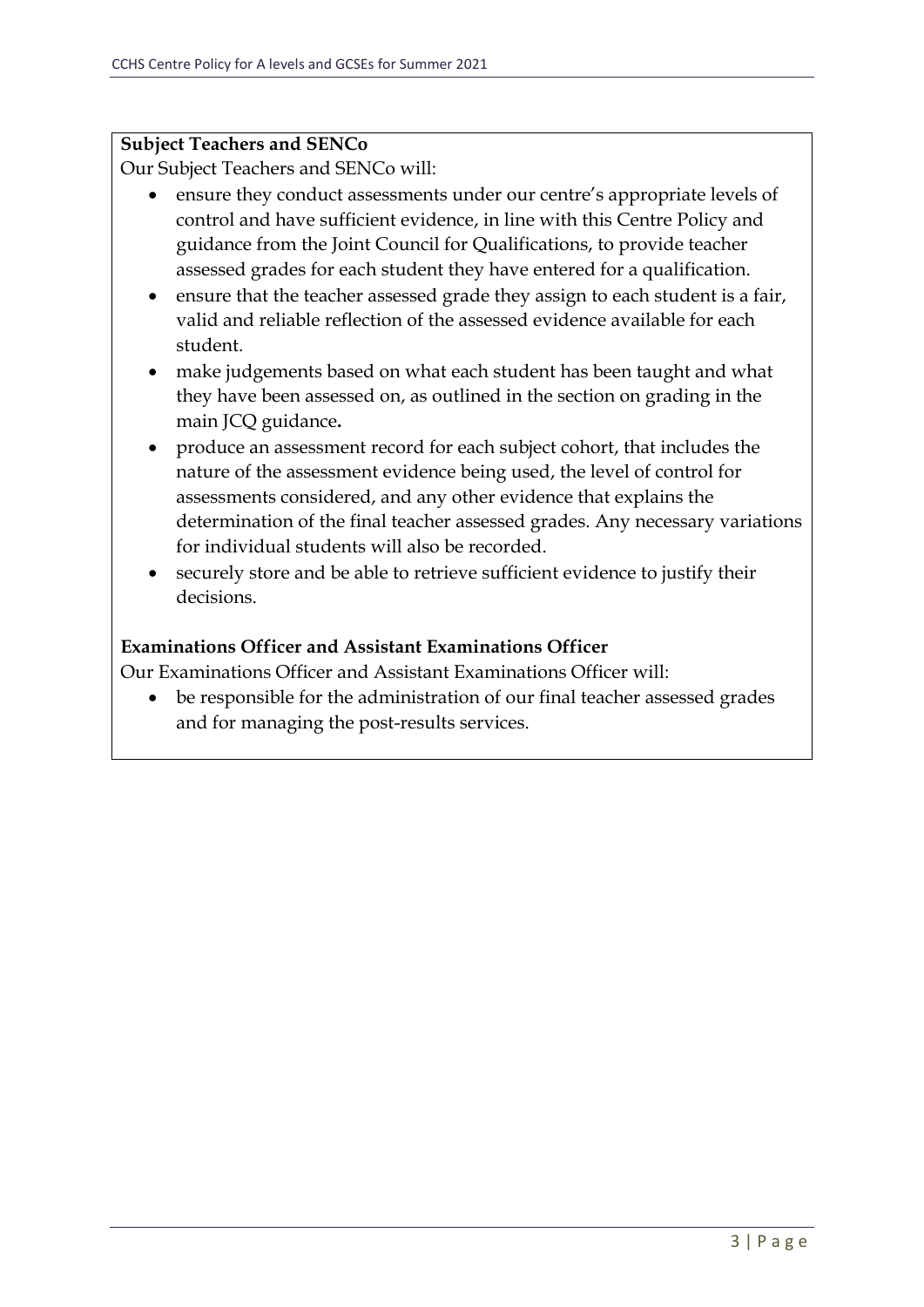**Subject Teachers and SENCo**

Our Subject Teachers and SENCo will:

- ensure they conduct assessments under our centre's appropriate levels of control and have sufficient evidence, in line with this Centre Policy and guidance from the Joint Council for Qualifications, to provide teacher assessed grades for each student they have entered for a qualification.
- ensure that the teacher assessed grade they assign to each student is a fair, valid and reliable reflection of the assessed evidence available for each student.
- make judgements based on what each student has been taught and what they have been assessed on, as outlined in the section on grading in the main JCQ guidance**.**
- produce an assessment record for each subject cohort, that includes the nature of the assessment evidence being used, the level of control for assessments considered, and any other evidence that explains the determination of the final teacher assessed grades. Any necessary variations for individual students will also be recorded.
- securely store and be able to retrieve sufficient evidence to justify their decisions.

**Examinations Officer and Assistant Examinations Officer**

Our Examinations Officer and Assistant Examinations Officer will:

- be responsible for the administration of our final teacher assessed grades and for managing the post-results services.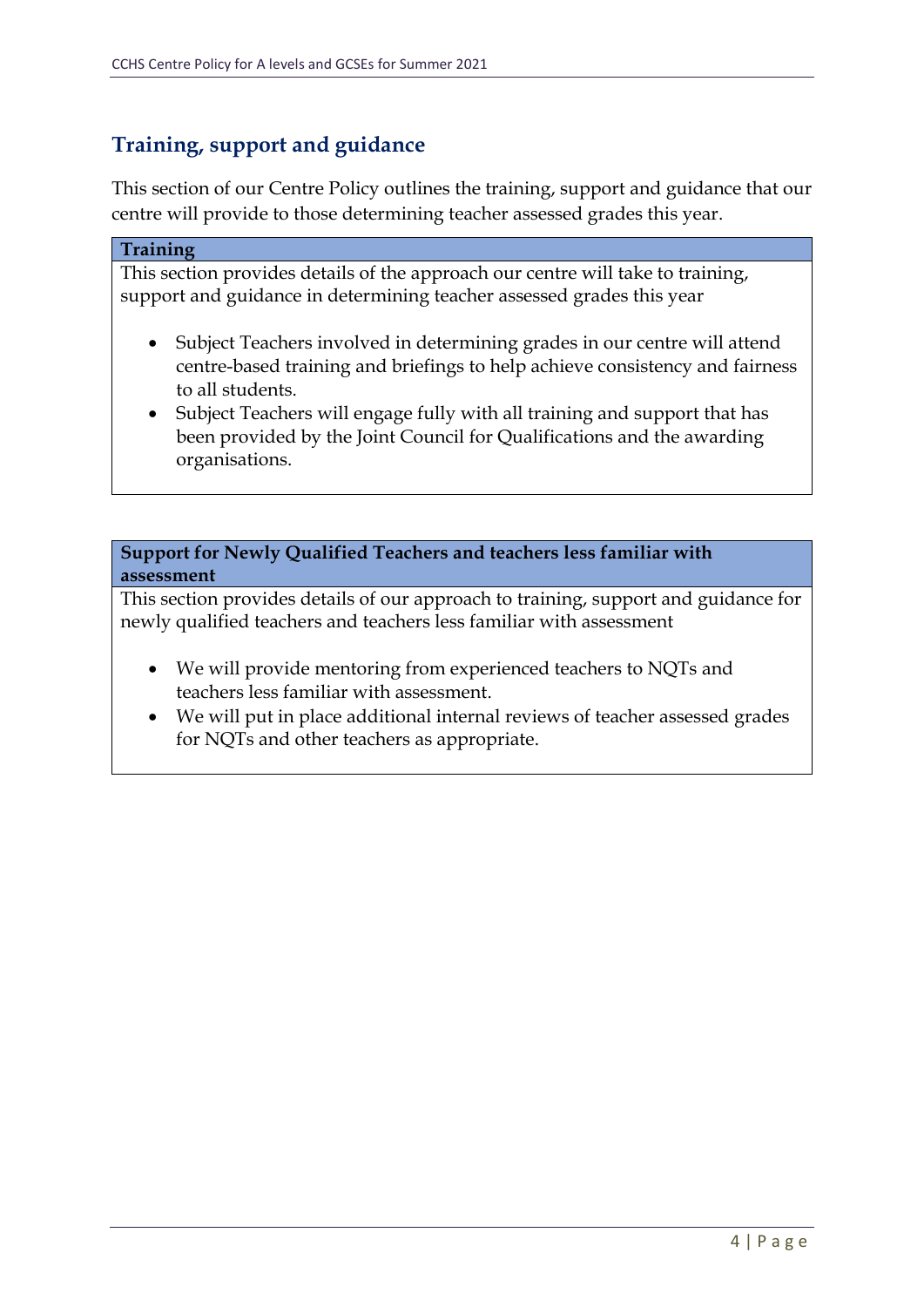## Training, support and guidance

This section of our Centre Policy outlines the training, support and guidance that our centre will provide to those determining teacher assessed grades this year.

**Training**

This section provides details of the approach our centre will take to training, support and guidance in determining teacher assessed grades this year

- Subject Teachers involved in determining grades in our centre will attend centre-based training and briefings to help achieve consistency and fairness to all students.
- Subject Teachers will engage fully with all training and support that has been provided by the Joint Council for Qualifications and the awarding organisations.

**Support for Newly Qualified Teachers and teachers less familiar with assessment**

This section provides details of our approach to training, support and guidance for newly qualified teachers and teachers less familiar with assessment

- We will provide mentoring from experienced teachers to NQTs and teachers less familiar with assessment.
- We will put in place additional internal reviews of teacher assessed grades for NQTs and other teachers as appropriate.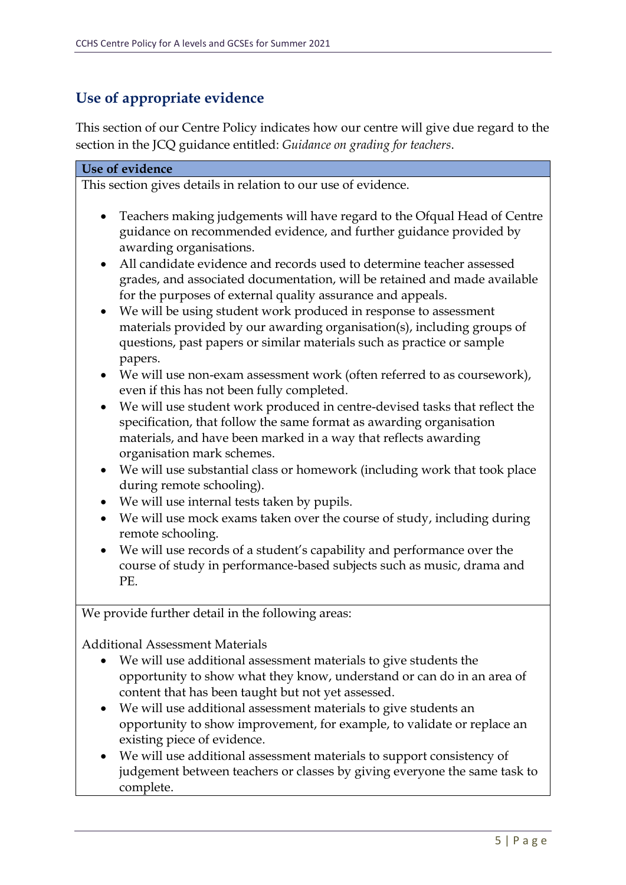## Use of appropriate evidence

This section of our Centre Policy indicates how our centre will give due regard to the section in the JCQ guidance entitled: *Guidance on grading for teachers*.

**Use of evidence**

This section gives details in relation to our use of evidence.

- Teachers making judgements will have regard to the Ofqual Head of Centre guidance on recommended evidence, and further guidance provided by awarding organisations.
- All candidate evidence and records used to determine teacher assessed grades, and associated documentation, will be retained and made available for the purposes of external quality assurance and appeals.
- We will be using student work produced in response to assessment materials provided by our awarding organisation(s), including groups of questions, past papers or similar materials such as practice or sample papers.
- We will use non-exam assessment work (often referred to as coursework), even if this has not been fully completed.
- We will use student work produced in centre-devised tasks that reflect the specification, that follow the same format as awarding organisation materials, and have been marked in a way that reflects awarding organisation mark schemes.
- We will use substantial class or homework (including work that took place during remote schooling).
- We will use internal tests taken by pupils.
- We will use mock exams taken over the course of study, including during remote schooling.
- We will use records of a student's capability and performance over the course of study in performance-based subjects such as music, drama and PE.

We provide further detail in the following areas:

Additional Assessment Materials

- We will use additional assessment materials to give students the opportunity to show what they know, understand or can do in an area of content that has been taught but not yet assessed.
- We will use additional assessment materials to give students an opportunity to show improvement, for example, to validate or replace an existing piece of evidence.
- We will use additional assessment materials to support consistency of judgement between teachers or classes by giving everyone the same task to complete.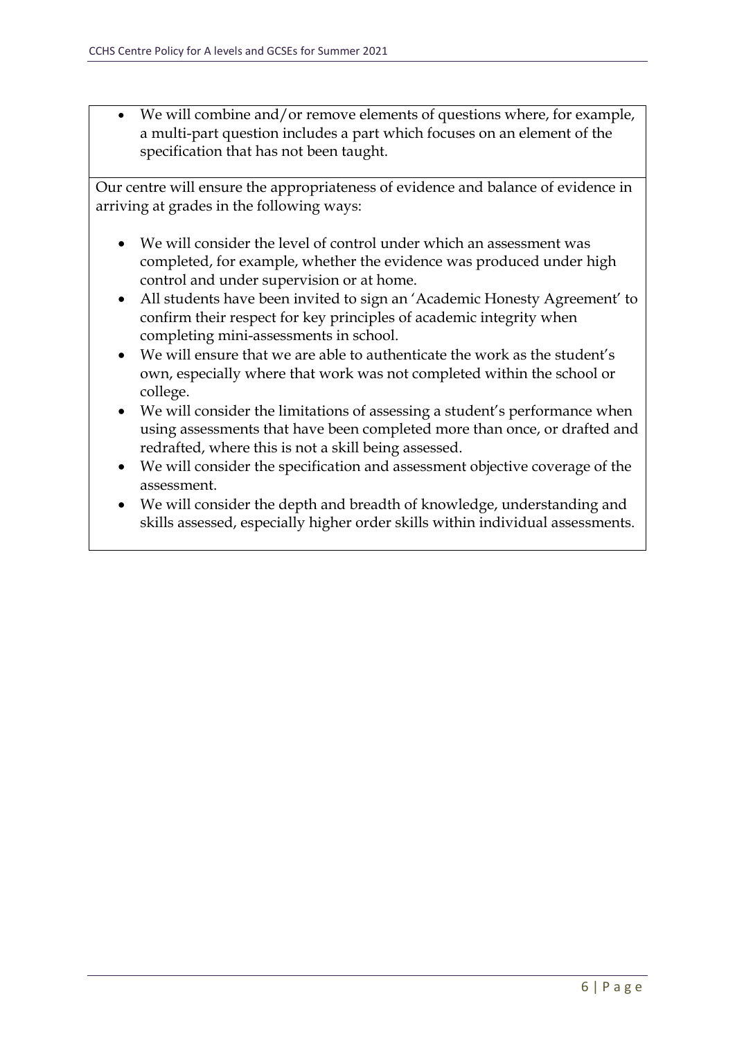- We will combine and/or remove elements of questions where, for example, a multi-part question includes a part which focuses on an element of the specification that has not been taught.

Our centre will ensure the appropriateness of evidence and balance of evidence in arriving at grades in the following ways:

- We will consider the level of control under which an assessment was completed, for example, whether the evidence was produced under high control and under supervision or at home.
- All students have been invited to sign an 'Academic Honesty Agreement' to confirm their respect for key principles of academic integrity when completing mini-assessments in school.
- We will ensure that we are able to authenticate the work as the student's own, especially where that work was not completed within the school or college.
- We will consider the limitations of assessing a student's performance when using assessments that have been completed more than once, or drafted and redrafted, where this is not a skill being assessed.
- We will consider the specification and assessment objective coverage of the assessment.
- We will consider the depth and breadth of knowledge, understanding and skills assessed, especially higher order skills within individual assessments.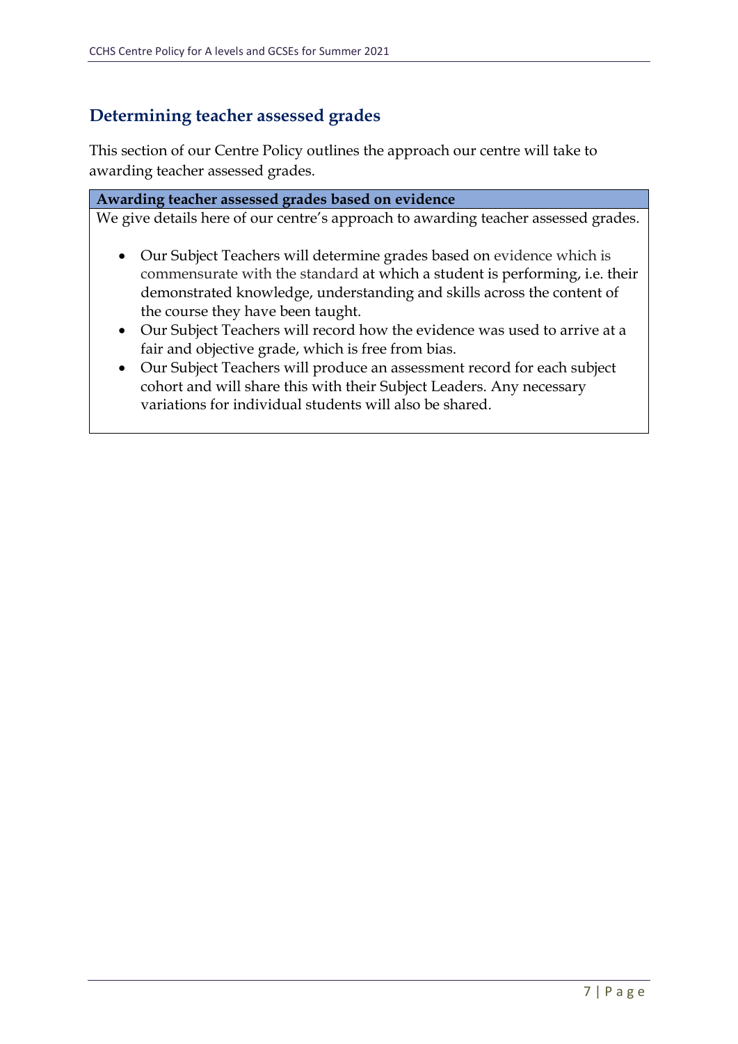## Determining teacher assessed grades

This section of our Centre Policy outlines the approach our centre will take to awarding teacher assessed grades.

| **Awarding teacher assessed grades based on evidence** |
|---|
| We give details here of our centre's approach to awarding teacher assessed grades.<br><br>• Our Subject Teachers will determine grades based on evidence which is commensurate with the standard at which a student is performing, i.e. their demonstrated knowledge, understanding and skills across the content of the course they have been taught.<br>• Our Subject Teachers will record how the evidence was used to arrive at a fair and objective grade, which is free from bias.<br>• Our Subject Teachers will produce an assessment record for each subject cohort and will share this with their Subject Leaders. Any necessary variations for individual students will also be shared. |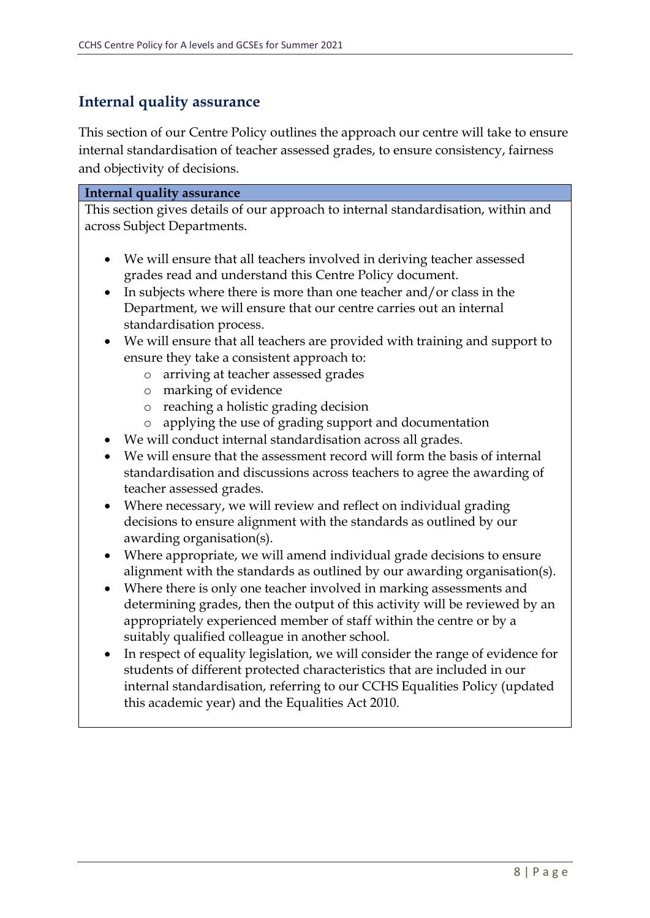## Internal quality assurance

This section of our Centre Policy outlines the approach our centre will take to ensure internal standardisation of teacher assessed grades, to ensure consistency, fairness and objectivity of decisions.

| Internal quality assurance |
|---|
| This section gives details of our approach to internal standardisation, within and across Subject Departments.<br><br>• We will ensure that all teachers involved in deriving teacher assessed grades read and understand this Centre Policy document.<br>• In subjects where there is more than one teacher and/or class in the Department, we will ensure that our centre carries out an internal standardisation process.<br>• We will ensure that all teachers are provided with training and support to ensure they take a consistent approach to:<br>&nbsp;&nbsp;&nbsp;&nbsp;○ arriving at teacher assessed grades<br>&nbsp;&nbsp;&nbsp;&nbsp;○ marking of evidence<br>&nbsp;&nbsp;&nbsp;&nbsp;○ reaching a holistic grading decision<br>&nbsp;&nbsp;&nbsp;&nbsp;○ applying the use of grading support and documentation<br>• We will conduct internal standardisation across all grades.<br>• We will ensure that the assessment record will form the basis of internal standardisation and discussions across teachers to agree the awarding of teacher assessed grades.<br>• Where necessary, we will review and reflect on individual grading decisions to ensure alignment with the standards as outlined by our awarding organisation(s).<br>• Where appropriate, we will amend individual grade decisions to ensure alignment with the standards as outlined by our awarding organisation(s).<br>• Where there is only one teacher involved in marking assessments and determining grades, then the output of this activity will be reviewed by an appropriately experienced member of staff within the centre or by a suitably qualified colleague in another school.<br>• In respect of equality legislation, we will consider the range of evidence for students of different protected characteristics that are included in our internal standardisation, referring to our CCHS Equalities Policy (updated this academic year) and the Equalities Act 2010. |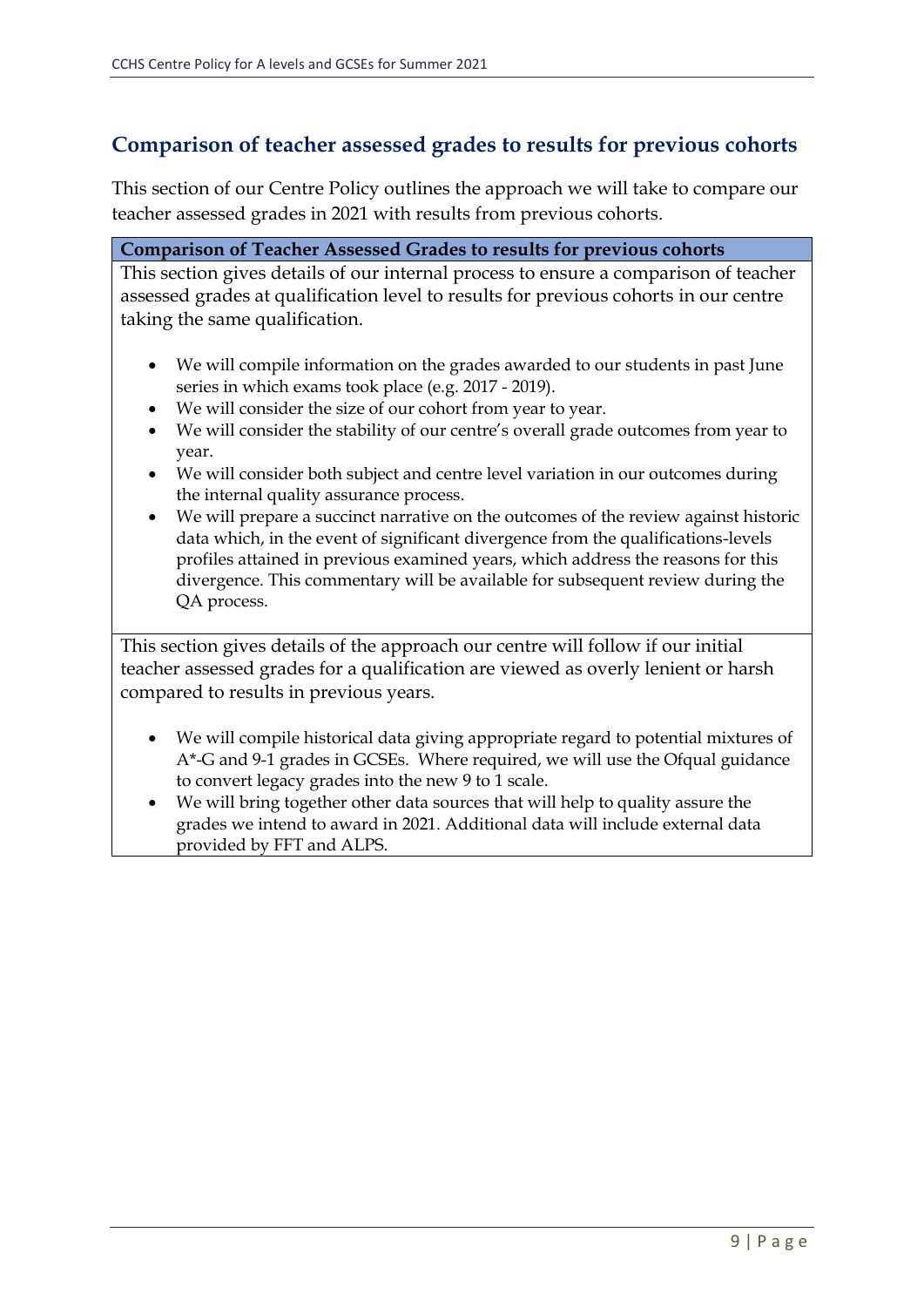## Comparison of teacher assessed grades to results for previous cohorts

This section of our Centre Policy outlines the approach we will take to compare our teacher assessed grades in 2021 with results from previous cohorts.

| **Comparison of Teacher Assessed Grades to results for previous cohorts** |
|---|
| This section gives details of our internal process to ensure a comparison of teacher assessed grades at qualification level to results for previous cohorts in our centre taking the same qualification.<br><br>• We will compile information on the grades awarded to our students in past June series in which exams took place (e.g. 2017 - 2019).<br>• We will consider the size of our cohort from year to year.<br>• We will consider the stability of our centre's overall grade outcomes from year to year.<br>• We will consider both subject and centre level variation in our outcomes during the internal quality assurance process.<br>• We will prepare a succinct narrative on the outcomes of the review against historic data which, in the event of significant divergence from the qualifications-levels profiles attained in previous examined years, which address the reasons for this divergence. This commentary will be available for subsequent review during the QA process. |
| This section gives details of the approach our centre will follow if our initial teacher assessed grades for a qualification are viewed as overly lenient or harsh compared to results in previous years.<br><br>• We will compile historical data giving appropriate regard to potential mixtures of A*-G and 9-1 grades in GCSEs. Where required, we will use the Ofqual guidance to convert legacy grades into the new 9 to 1 scale.<br>• We will bring together other data sources that will help to quality assure the grades we intend to award in 2021. Additional data will include external data provided by FFT and ALPS. |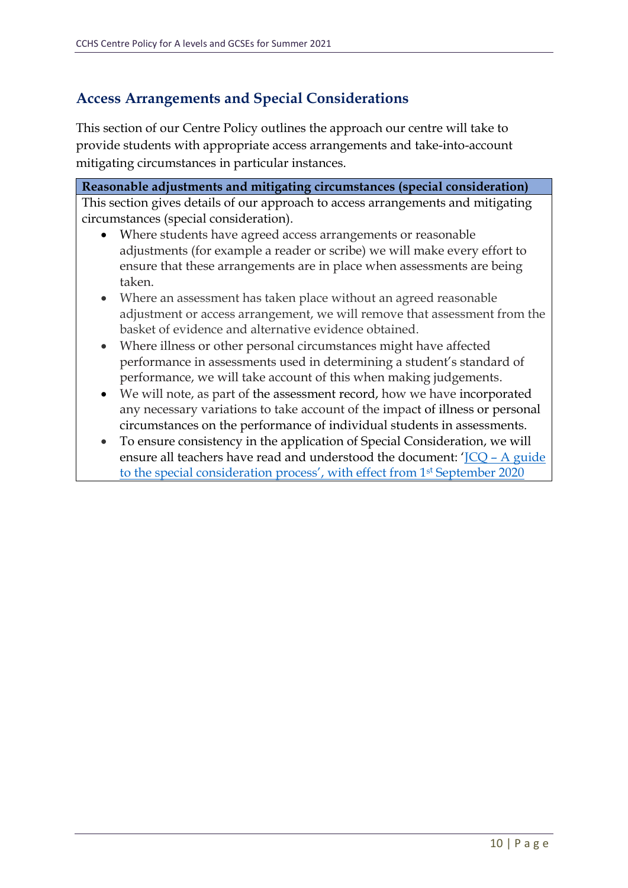## Access Arrangements and Special Considerations

This section of our Centre Policy outlines the approach our centre will take to provide students with appropriate access arrangements and take-into-account mitigating circumstances in particular instances.

| Reasonable adjustments and mitigating circumstances (special consideration) |
|---|
| This section gives details of our approach to access arrangements and mitigating circumstances (special consideration).<br>• Where students have agreed access arrangements or reasonable adjustments (for example a reader or scribe) we will make every effort to ensure that these arrangements are in place when assessments are being taken.<br>• Where an assessment has taken place without an agreed reasonable adjustment or access arrangement, we will remove that assessment from the basket of evidence and alternative evidence obtained.<br>• Where illness or other personal circumstances might have affected performance in assessments used in determining a student's standard of performance, we will take account of this when making judgements.<br>• We will note, as part of the assessment record, how we have incorporated any necessary variations to take account of the impact of illness or personal circumstances on the performance of individual students in assessments.<br>• To ensure consistency in the application of Special Consideration, we will ensure all teachers have read and understood the document: 'JCQ – A guide to the special consideration process', with effect from 1st September 2020 |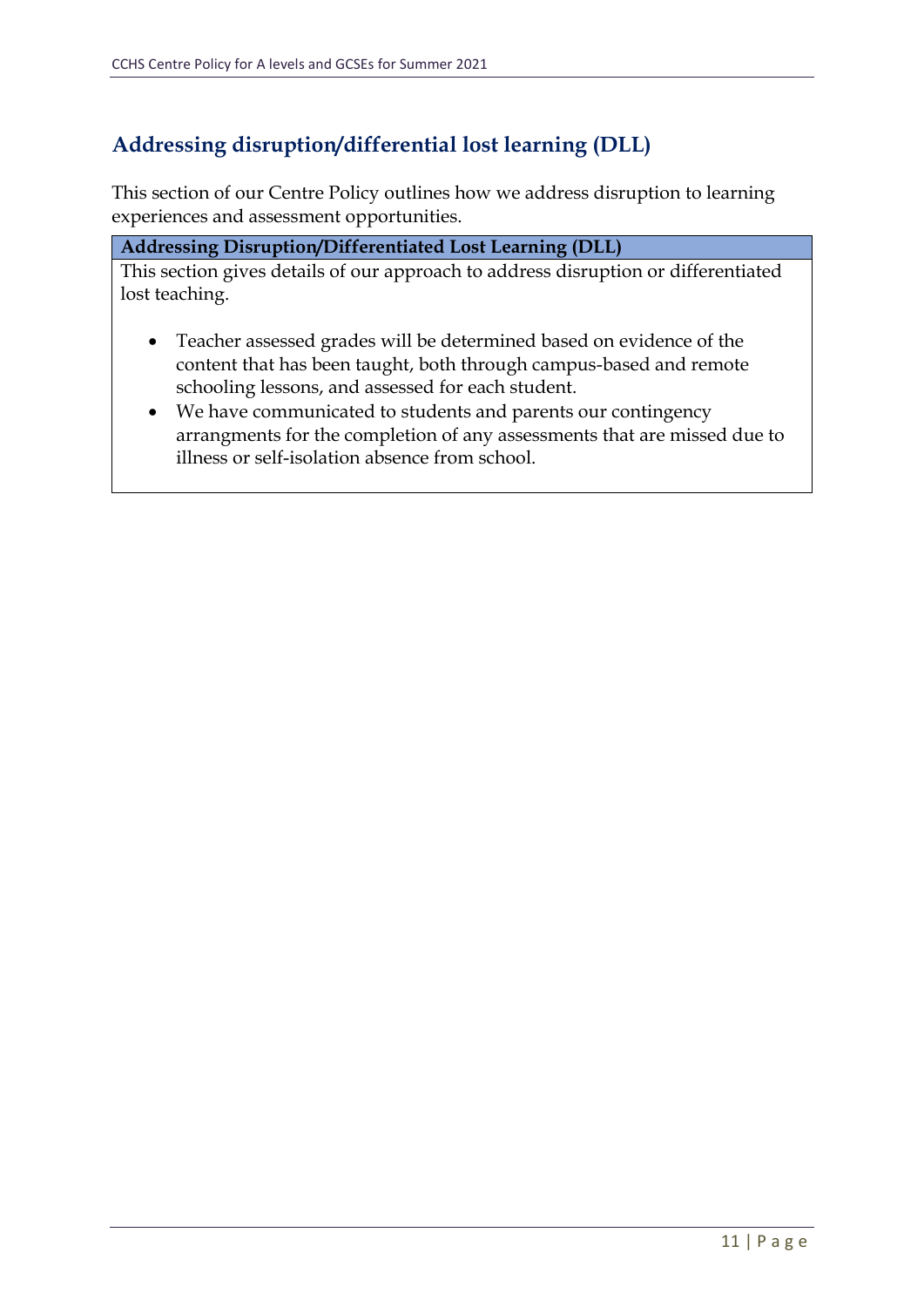## Addressing disruption/differential lost learning (DLL)

This section of our Centre Policy outlines how we address disruption to learning experiences and assessment opportunities.

| Addressing Disruption/Differentiated Lost Learning (DLL) |
|---|
| This section gives details of our approach to address disruption or differentiated lost teaching.<br><br>• Teacher assessed grades will be determined based on evidence of the content that has been taught, both through campus-based and remote schooling lessons, and assessed for each student.<br>• We have communicated to students and parents our contingency arrangments for the completion of any assessments that are missed due to illness or self-isolation absence from school. |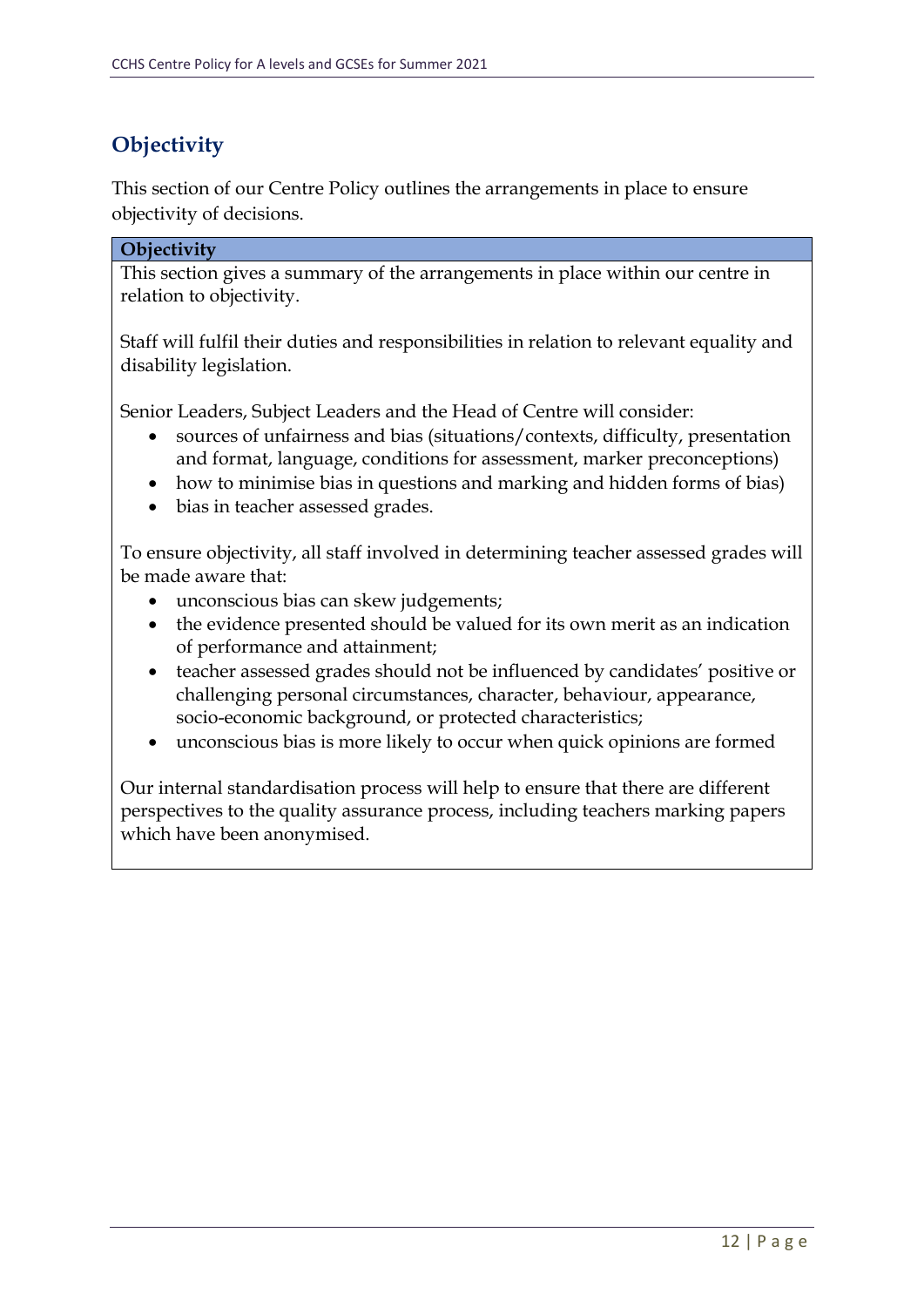## Objectivity

This section of our Centre Policy outlines the arrangements in place to ensure objectivity of decisions.

| **Objectivity** |
| --- |
| This section gives a summary of the arrangements in place within our centre in relation to objectivity.<br><br>Staff will fulfil their duties and responsibilities in relation to relevant equality and disability legislation.<br><br>Senior Leaders, Subject Leaders and the Head of Centre will consider:<br>• sources of unfairness and bias (situations/contexts, difficulty, presentation and format, language, conditions for assessment, marker preconceptions)<br>• how to minimise bias in questions and marking and hidden forms of bias)<br>• bias in teacher assessed grades.<br><br>To ensure objectivity, all staff involved in determining teacher assessed grades will be made aware that:<br>• unconscious bias can skew judgements;<br>• the evidence presented should be valued for its own merit as an indication of performance and attainment;<br>• teacher assessed grades should not be influenced by candidates' positive or challenging personal circumstances, character, behaviour, appearance, socio-economic background, or protected characteristics;<br>• unconscious bias is more likely to occur when quick opinions are formed<br><br>Our internal standardisation process will help to ensure that there are different perspectives to the quality assurance process, including teachers marking papers which have been anonymised. |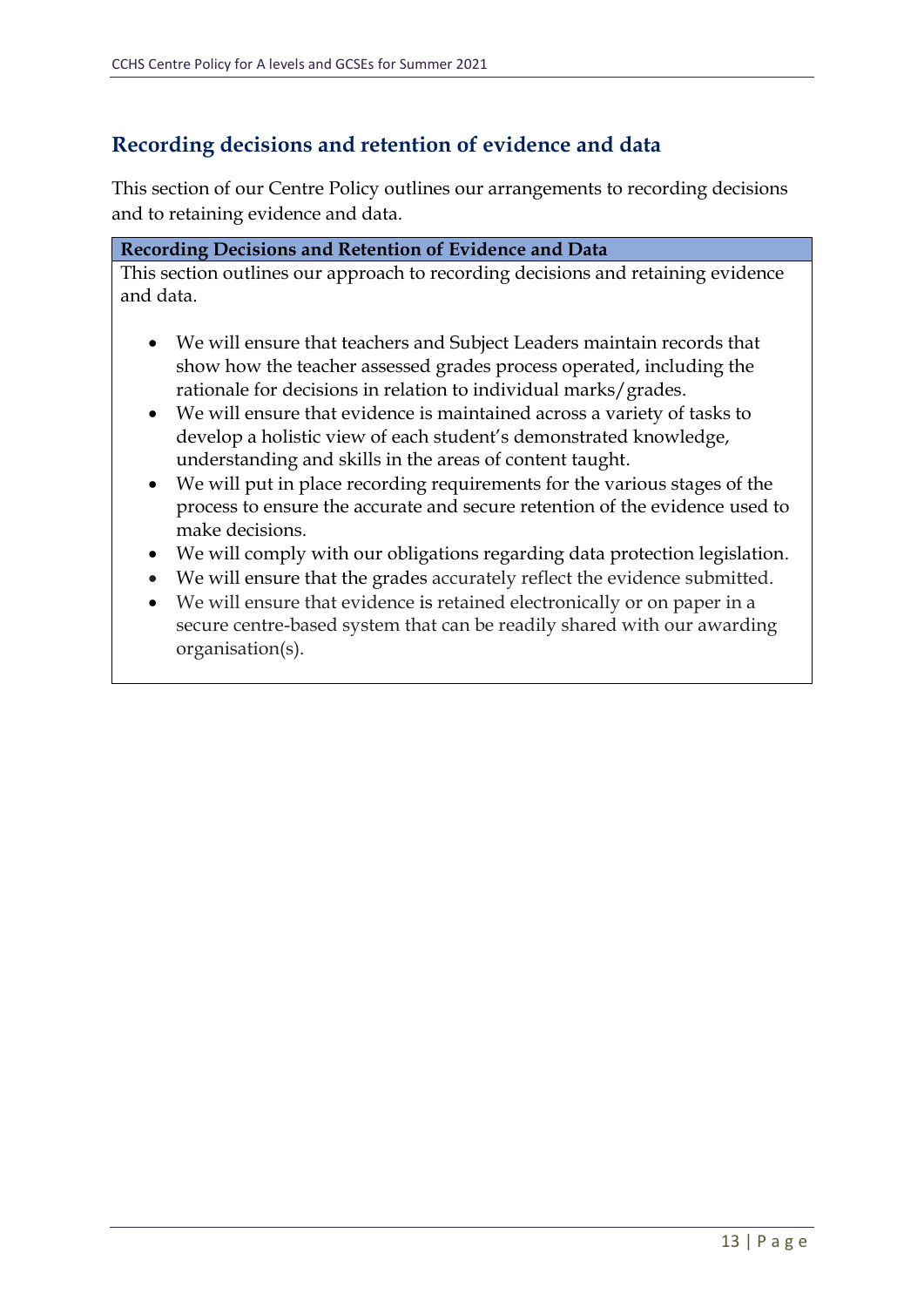## Recording decisions and retention of evidence and data

This section of our Centre Policy outlines our arrangements to recording decisions and to retaining evidence and data.

| Recording Decisions and Retention of Evidence and Data |
| --- |
| This section outlines our approach to recording decisions and retaining evidence and data.<br><br>• We will ensure that teachers and Subject Leaders maintain records that show how the teacher assessed grades process operated, including the rationale for decisions in relation to individual marks/grades.<br>• We will ensure that evidence is maintained across a variety of tasks to develop a holistic view of each student's demonstrated knowledge, understanding and skills in the areas of content taught.<br>• We will put in place recording requirements for the various stages of the process to ensure the accurate and secure retention of the evidence used to make decisions.<br>• We will comply with our obligations regarding data protection legislation.<br>• We will ensure that the grades accurately reflect the evidence submitted.<br>• We will ensure that evidence is retained electronically or on paper in a secure centre-based system that can be readily shared with our awarding organisation(s). |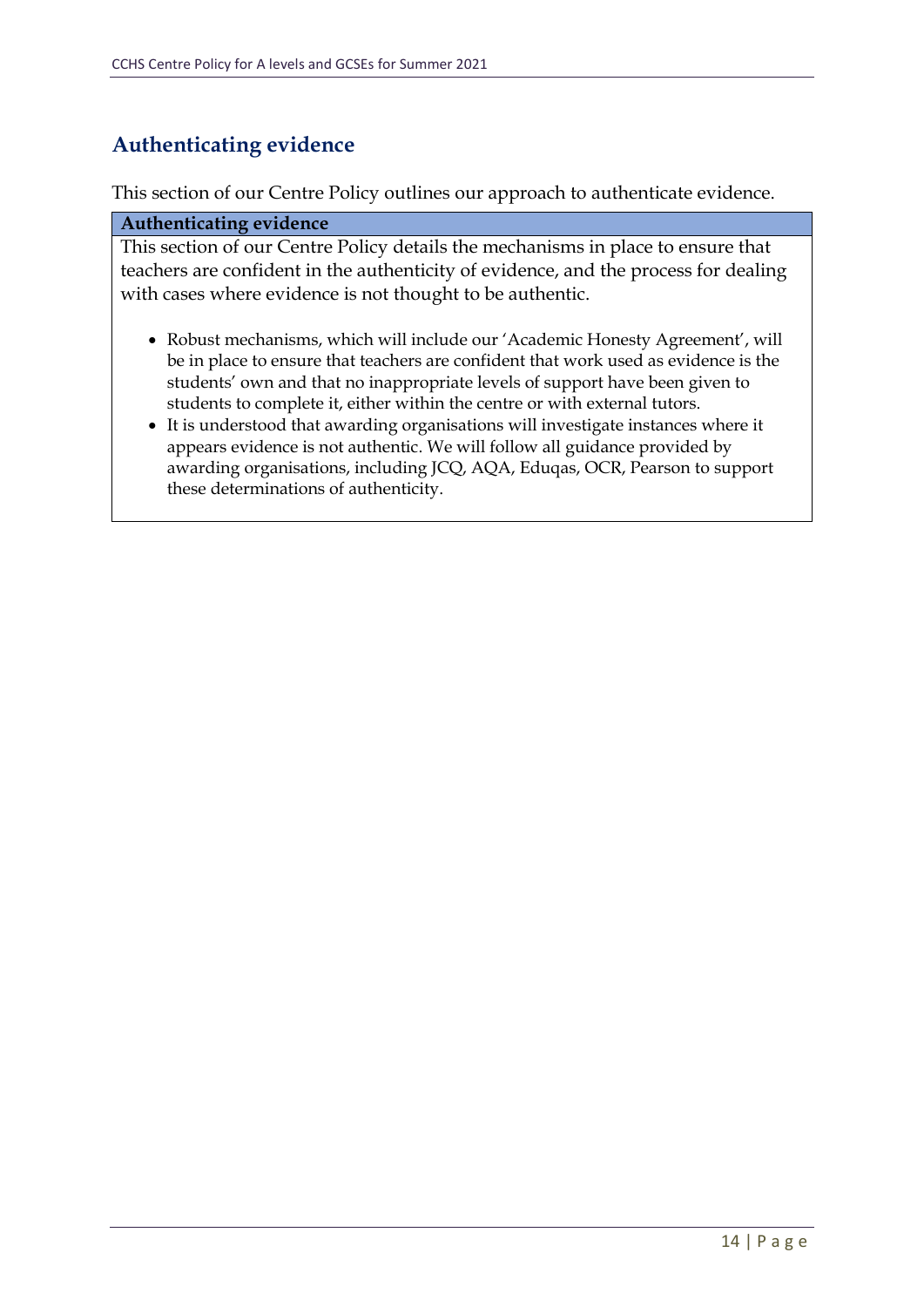## Authenticating evidence

This section of our Centre Policy outlines our approach to authenticate evidence.

| Authenticating evidence |
|---|
| This section of our Centre Policy details the mechanisms in place to ensure that teachers are confident in the authenticity of evidence, and the process for dealing with cases where evidence is not thought to be authentic.<br><br>• Robust mechanisms, which will include our 'Academic Honesty Agreement', will be in place to ensure that teachers are confident that work used as evidence is the students' own and that no inappropriate levels of support have been given to students to complete it, either within the centre or with external tutors.<br>• It is understood that awarding organisations will investigate instances where it appears evidence is not authentic. We will follow all guidance provided by awarding organisations, including JCQ, AQA, Eduqas, OCR, Pearson to support these determinations of authenticity. |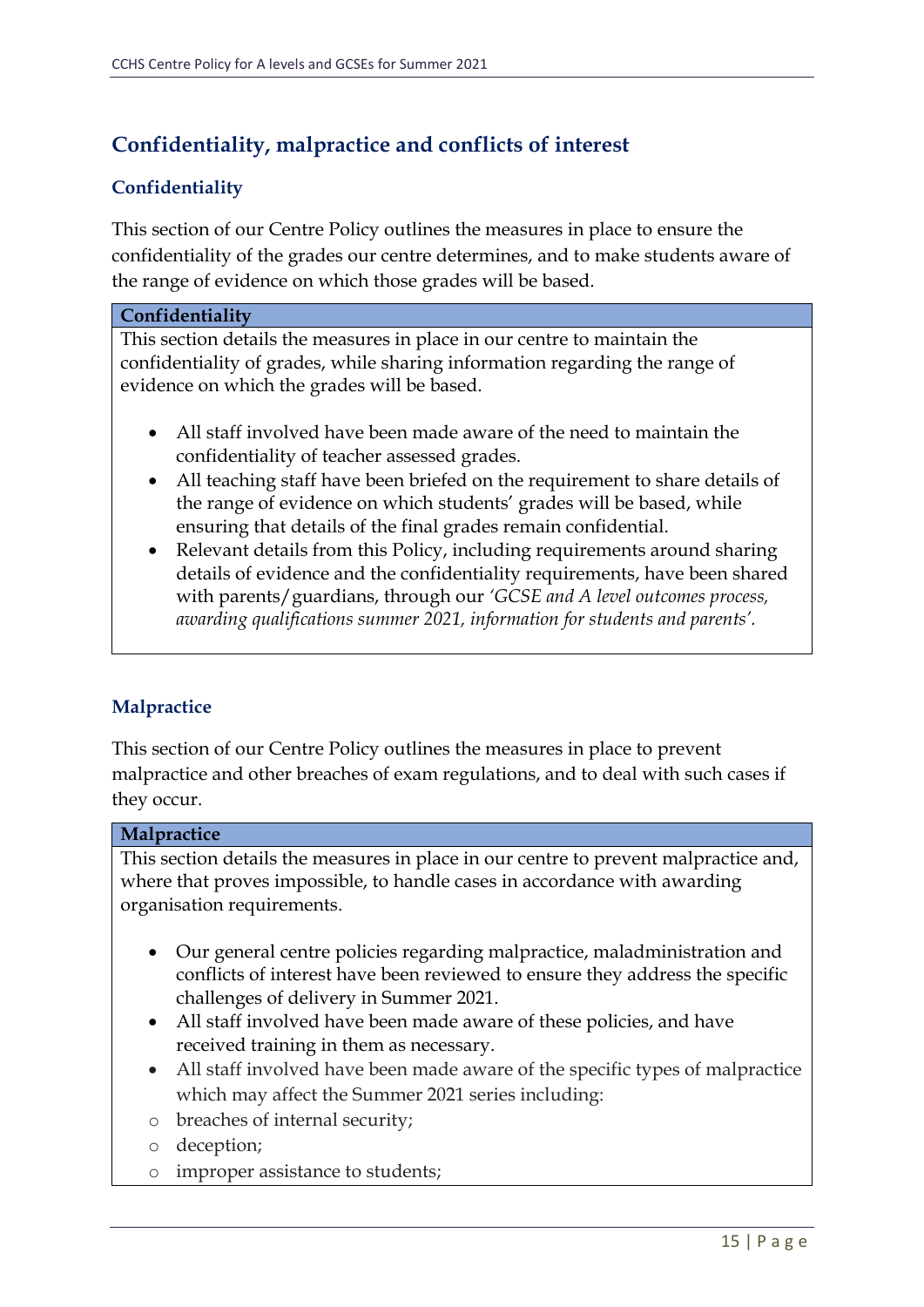## Confidentiality, malpractice and conflicts of interest

### Confidentiality

This section of our Centre Policy outlines the measures in place to ensure the confidentiality of the grades our centre determines, and to make students aware of the range of evidence on which those grades will be based.

| Confidentiality |
|---|
| This section details the measures in place in our centre to maintain the confidentiality of grades, while sharing information regarding the range of evidence on which the grades will be based.<br><br>• All staff involved have been made aware of the need to maintain the confidentiality of teacher assessed grades.<br>• All teaching staff have been briefed on the requirement to share details of the range of evidence on which students' grades will be based, while ensuring that details of the final grades remain confidential.<br>• Relevant details from this Policy, including requirements around sharing details of evidence and the confidentiality requirements, have been shared with parents/guardians, through our *'GCSE and A level outcomes process, awarding qualifications summer 2021, information for students and parents'*. |

### Malpractice

This section of our Centre Policy outlines the measures in place to prevent malpractice and other breaches of exam regulations, and to deal with such cases if they occur.

| Malpractice |
|---|
| This section details the measures in place in our centre to prevent malpractice and, where that proves impossible, to handle cases in accordance with awarding organisation requirements.<br><br>• Our general centre policies regarding malpractice, maladministration and conflicts of interest have been reviewed to ensure they address the specific challenges of delivery in Summer 2021.<br>• All staff involved have been made aware of these policies, and have received training in them as necessary.<br>• All staff involved have been made aware of the specific types of malpractice which may affect the Summer 2021 series including:<br>o breaches of internal security;<br>o deception;<br>o improper assistance to students; |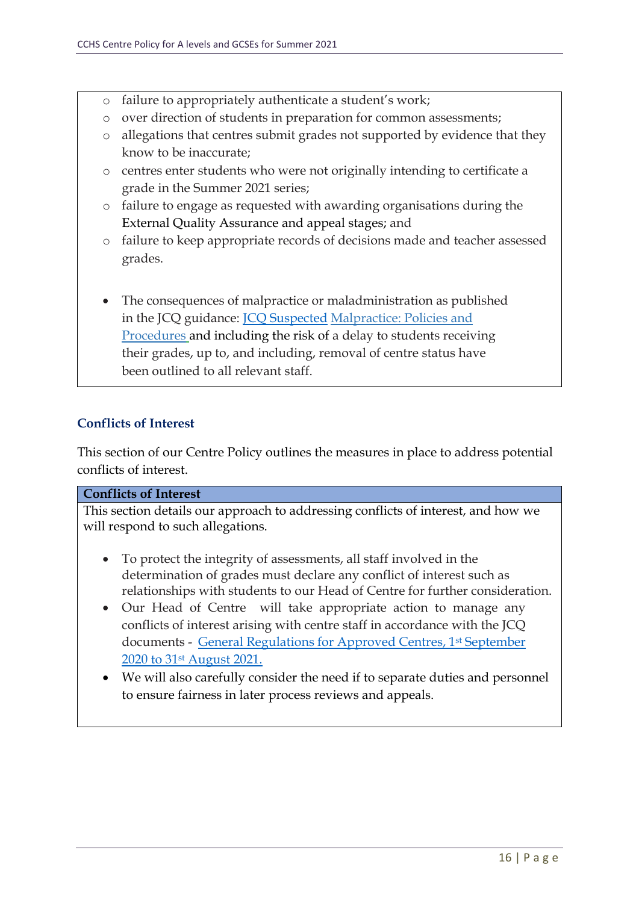- failure to appropriately authenticate a student's work;
- over direction of students in preparation for common assessments;
- allegations that centres submit grades not supported by evidence that they know to be inaccurate;
- centres enter students who were not originally intending to certificate a grade in the Summer 2021 series;
- failure to engage as requested with awarding organisations during the External Quality Assurance and appeal stages; and
- failure to keep appropriate records of decisions made and teacher assessed grades.

- The consequences of malpractice or maladministration as published in the JCQ guidance: JCQ Suspected Malpractice: Policies and Procedures and including the risk of a delay to students receiving their grades, up to, and including, removal of centre status have been outlined to all relevant staff.

### Conflicts of Interest

This section of our Centre Policy outlines the measures in place to address potential conflicts of interest.

**Conflicts of Interest**

This section details our approach to addressing conflicts of interest, and how we will respond to such allegations.

- To protect the integrity of assessments, all staff involved in the determination of grades must declare any conflict of interest such as relationships with students to our Head of Centre for further consideration.
- Our Head of Centre will take appropriate action to manage any conflicts of interest arising with centre staff in accordance with the JCQ documents - General Regulations for Approved Centres, 1st September 2020 to 31st August 2021.
- We will also carefully consider the need if to separate duties and personnel to ensure fairness in later process reviews and appeals.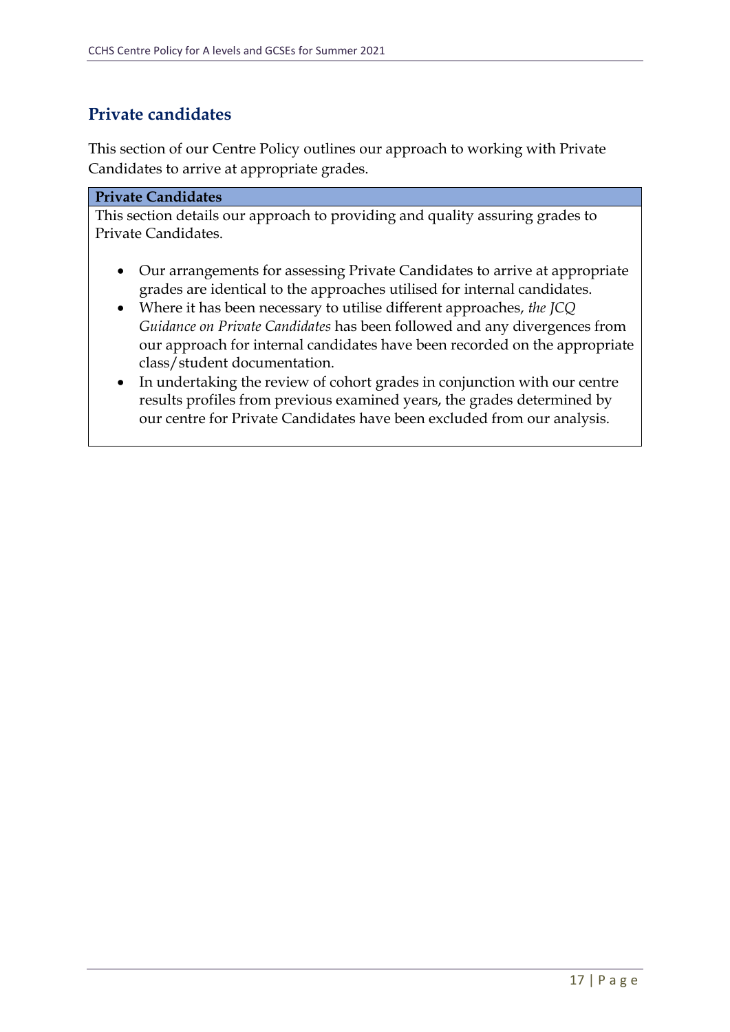## Private candidates

This section of our Centre Policy outlines our approach to working with Private Candidates to arrive at appropriate grades.

| Private Candidates |
| --- |
| This section details our approach to providing and quality assuring grades to Private Candidates.<br><br>• Our arrangements for assessing Private Candidates to arrive at appropriate grades are identical to the approaches utilised for internal candidates.<br>• Where it has been necessary to utilise different approaches, *the JCQ Guidance on Private Candidates* has been followed and any divergences from our approach for internal candidates have been recorded on the appropriate class/student documentation.<br>• In undertaking the review of cohort grades in conjunction with our centre results profiles from previous examined years, the grades determined by our centre for Private Candidates have been excluded from our analysis. |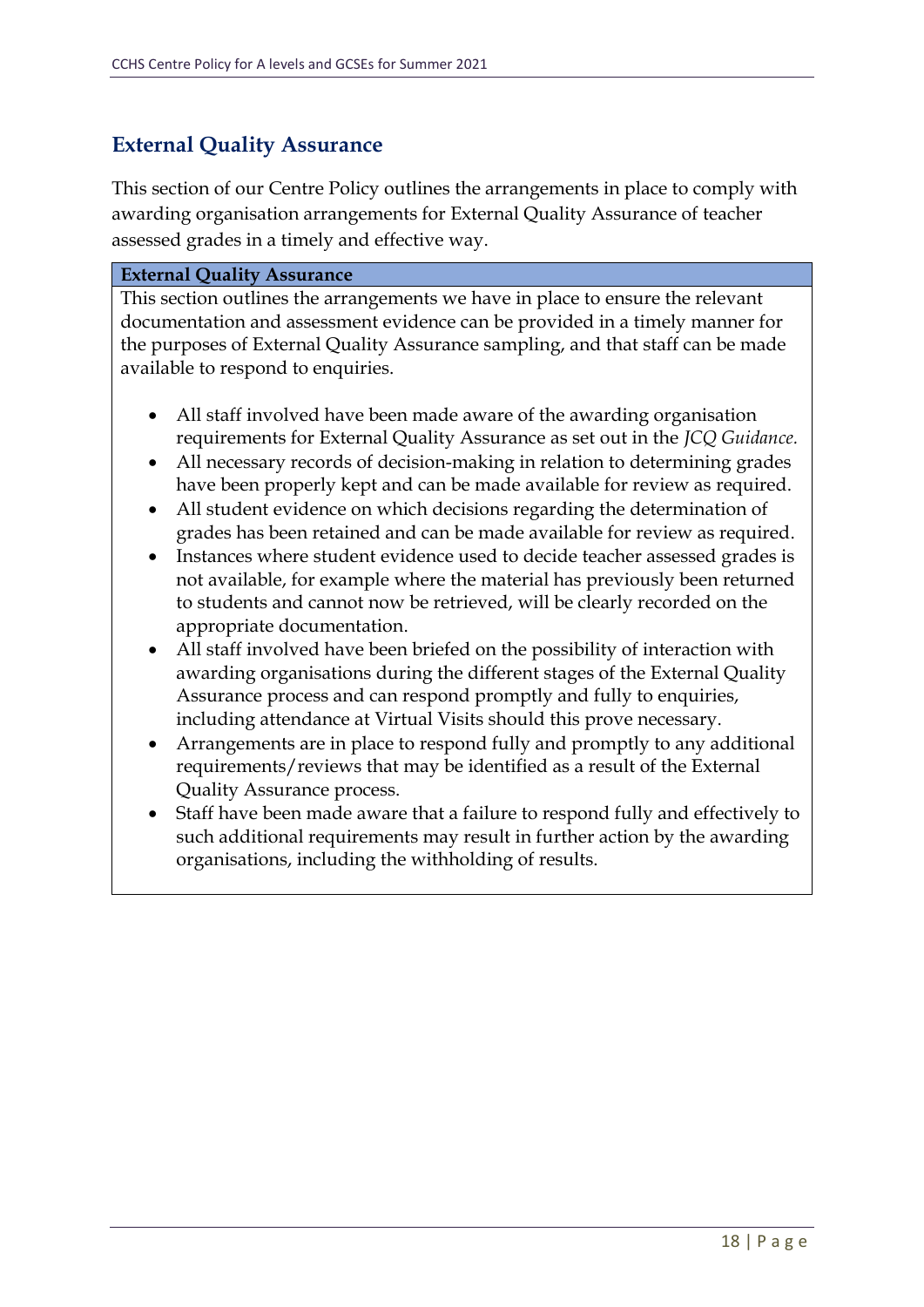## External Quality Assurance

This section of our Centre Policy outlines the arrangements in place to comply with awarding organisation arrangements for External Quality Assurance of teacher assessed grades in a timely and effective way.

| **External Quality Assurance** |
|---|
| This section outlines the arrangements we have in place to ensure the relevant documentation and assessment evidence can be provided in a timely manner for the purposes of External Quality Assurance sampling, and that staff can be made available to respond to enquiries.<br><br>• All staff involved have been made aware of the awarding organisation requirements for External Quality Assurance as set out in the *JCQ Guidance.*<br>• All necessary records of decision-making in relation to determining grades have been properly kept and can be made available for review as required.<br>• All student evidence on which decisions regarding the determination of grades has been retained and can be made available for review as required.<br>• Instances where student evidence used to decide teacher assessed grades is not available, for example where the material has previously been returned to students and cannot now be retrieved, will be clearly recorded on the appropriate documentation.<br>• All staff involved have been briefed on the possibility of interaction with awarding organisations during the different stages of the External Quality Assurance process and can respond promptly and fully to enquiries, including attendance at Virtual Visits should this prove necessary.<br>• Arrangements are in place to respond fully and promptly to any additional requirements/reviews that may be identified as a result of the External Quality Assurance process.<br>• Staff have been made aware that a failure to respond fully and effectively to such additional requirements may result in further action by the awarding organisations, including the withholding of results. |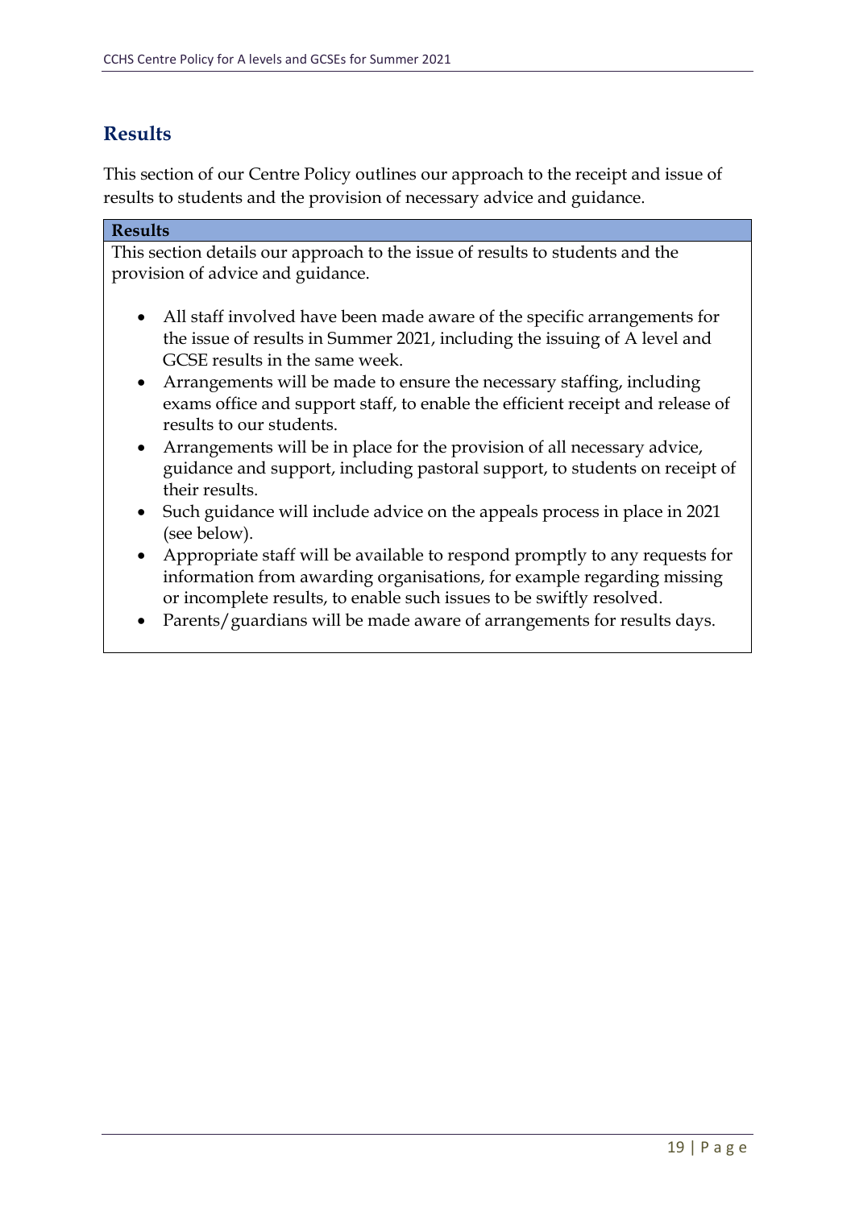## Results

This section of our Centre Policy outlines our approach to the receipt and issue of results to students and the provision of necessary advice and guidance.

| **Results** |
| --- |
| This section details our approach to the issue of results to students and the provision of advice and guidance.<br><br>• All staff involved have been made aware of the specific arrangements for the issue of results in Summer 2021, including the issuing of A level and GCSE results in the same week.<br>• Arrangements will be made to ensure the necessary staffing, including exams office and support staff, to enable the efficient receipt and release of results to our students.<br>• Arrangements will be in place for the provision of all necessary advice, guidance and support, including pastoral support, to students on receipt of their results.<br>• Such guidance will include advice on the appeals process in place in 2021 (see below).<br>• Appropriate staff will be available to respond promptly to any requests for information from awarding organisations, for example regarding missing or incomplete results, to enable such issues to be swiftly resolved.<br>• Parents/guardians will be made aware of arrangements for results days. |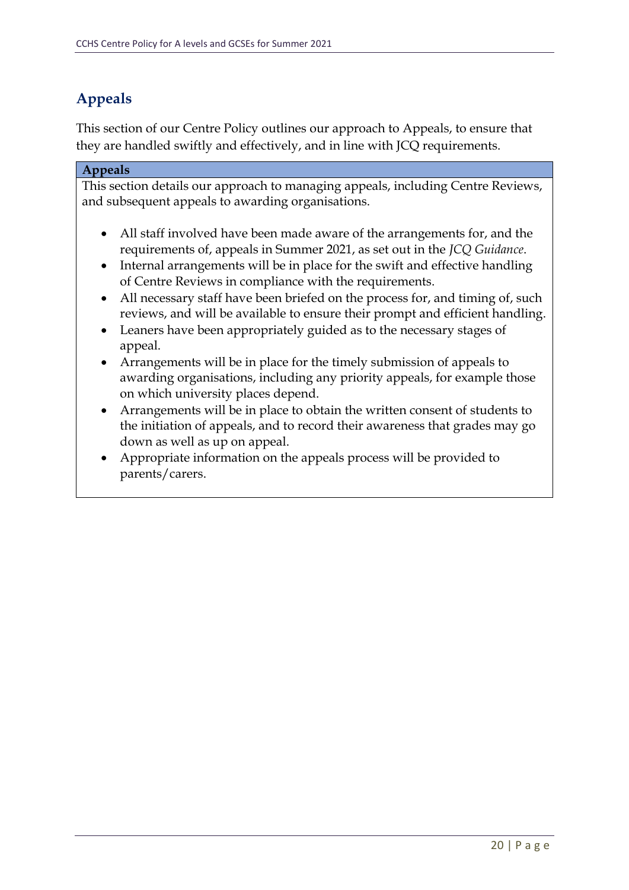## Appeals

This section of our Centre Policy outlines our approach to Appeals, to ensure that they are handled swiftly and effectively, and in line with JCQ requirements.

| **Appeals** |
| --- |
| This section details our approach to managing appeals, including Centre Reviews, and subsequent appeals to awarding organisations.<br><br>• All staff involved have been made aware of the arrangements for, and the requirements of, appeals in Summer 2021, as set out in the *JCQ Guidance*.<br>• Internal arrangements will be in place for the swift and effective handling of Centre Reviews in compliance with the requirements.<br>• All necessary staff have been briefed on the process for, and timing of, such reviews, and will be available to ensure their prompt and efficient handling.<br>• Leaners have been appropriately guided as to the necessary stages of appeal.<br>• Arrangements will be in place for the timely submission of appeals to awarding organisations, including any priority appeals, for example those on which university places depend.<br>• Arrangements will be in place to obtain the written consent of students to the initiation of appeals, and to record their awareness that grades may go down as well as up on appeal.<br>• Appropriate information on the appeals process will be provided to parents/carers. |